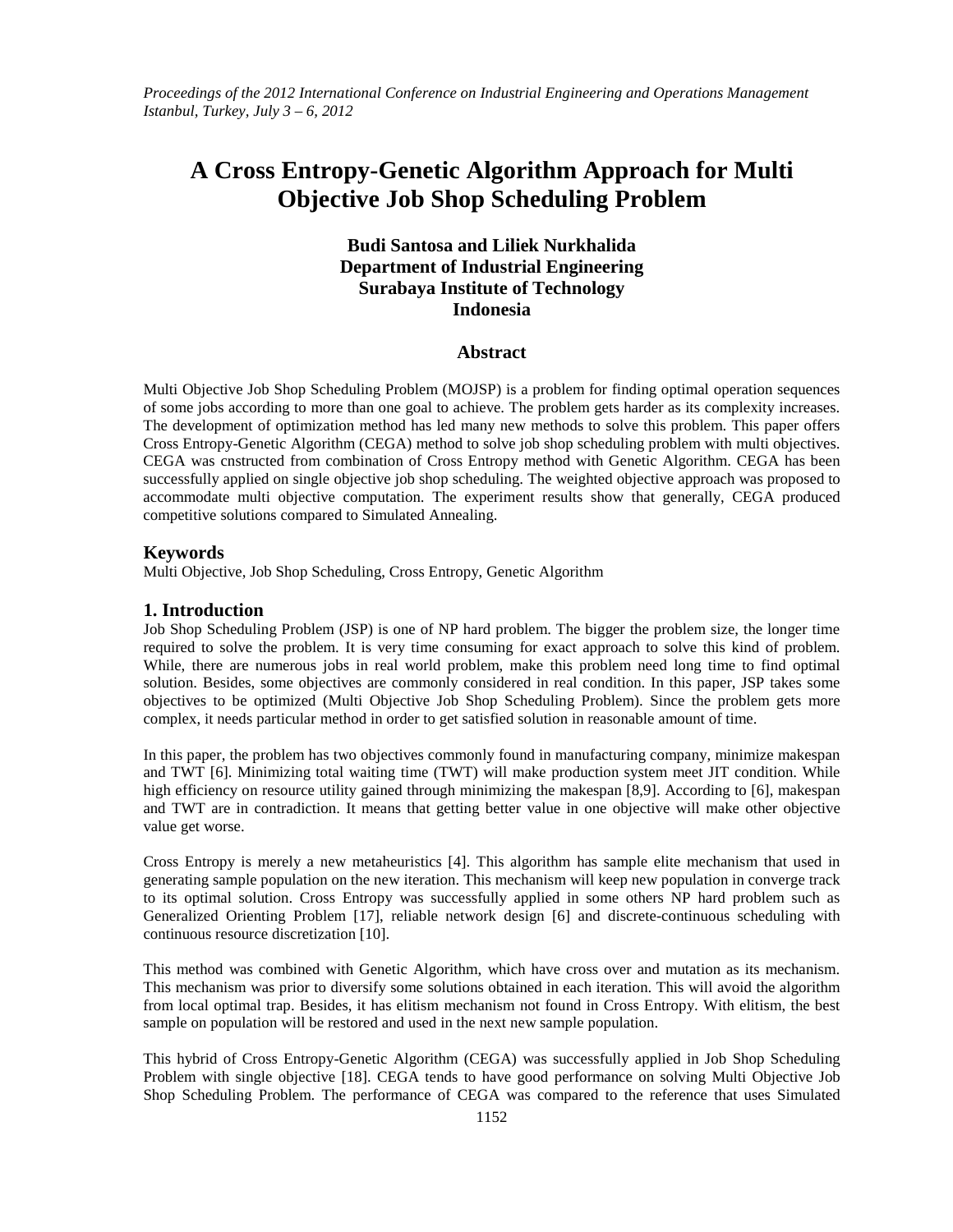# A Cross Entropy-Genetic Algorithm Approach for Multi Objective Job Shop Scheduling Problem

**Budi Santosa and Liliek Nurkhalida**
**Department of Industrial Engineering**
**Surabaya Institute of Technology**
**Indonesia**

## Abstract

Multi Objective Job Shop Scheduling Problem (MOJSP) is a problem for finding optimal operation sequences of some jobs according to more than one goal to achieve. The problem gets harder as its complexity increases. The development of optimization method has led many new methods to solve this problem. This paper offers Cross Entropy-Genetic Algorithm (CEGA) method to solve job shop scheduling problem with multi objectives. CEGA was cnstructed from combination of Cross Entropy method with Genetic Algorithm. CEGA has been successfully applied on single objective job shop scheduling. The weighted objective approach was proposed to accommodate multi objective computation. The experiment results show that generally, CEGA produced competitive solutions compared to Simulated Annealing.

## Keywords

Multi Objective, Job Shop Scheduling, Cross Entropy, Genetic Algorithm

## 1. Introduction

Job Shop Scheduling Problem (JSP) is one of NP hard problem. The bigger the problem size, the longer time required to solve the problem. It is very time consuming for exact approach to solve this kind of problem. While, there are numerous jobs in real world problem, make this problem need long time to find optimal solution. Besides, some objectives are commonly considered in real condition. In this paper, JSP takes some objectives to be optimized (Multi Objective Job Shop Scheduling Problem). Since the problem gets more complex, it needs particular method in order to get satisfied solution in reasonable amount of time.

In this paper, the problem has two objectives commonly found in manufacturing company, minimize makespan and TWT [6]. Minimizing total waiting time (TWT) will make production system meet JIT condition. While high efficiency on resource utility gained through minimizing the makespan [8,9]. According to [6], makespan and TWT are in contradiction. It means that getting better value in one objective will make other objective value get worse.

Cross Entropy is merely a new metaheuristics [4]. This algorithm has sample elite mechanism that used in generating sample population on the new iteration. This mechanism will keep new population in converge track to its optimal solution. Cross Entropy was successfully applied in some others NP hard problem such as Generalized Orienting Problem [17], reliable network design [6] and discrete-continuous scheduling with continuous resource discretization [10].

This method was combined with Genetic Algorithm, which have cross over and mutation as its mechanism. This mechanism was prior to diversify some solutions obtained in each iteration. This will avoid the algorithm from local optimal trap. Besides, it has elitism mechanism not found in Cross Entropy. With elitism, the best sample on population will be restored and used in the next new sample population.

This hybrid of Cross Entropy-Genetic Algorithm (CEGA) was successfully applied in Job Shop Scheduling Problem with single objective [18]. CEGA tends to have good performance on solving Multi Objective Job Shop Scheduling Problem. The performance of CEGA was compared to the reference that uses Simulated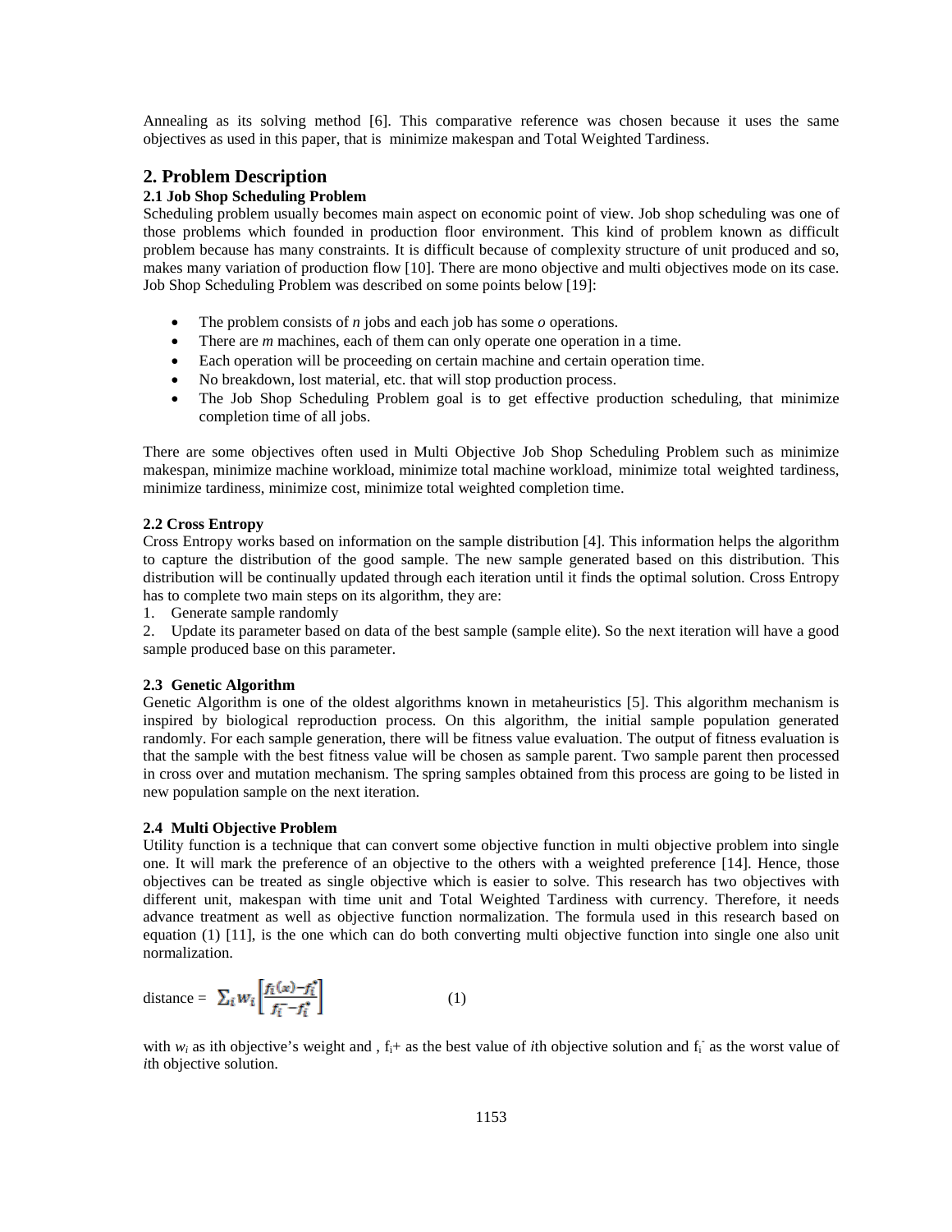Annealing as its solving method [6]. This comparative reference was chosen because it uses the same objectives as used in this paper, that is minimize makespan and Total Weighted Tardiness.

## 2. Problem Description

### 2.1 Job Shop Scheduling Problem

Scheduling problem usually becomes main aspect on economic point of view. Job shop scheduling was one of those problems which founded in production floor environment. This kind of problem known as difficult problem because has many constraints. It is difficult because of complexity structure of unit produced and so, makes many variation of production flow [10]. There are mono objective and multi objectives mode on its case. Job Shop Scheduling Problem was described on some points below [19]:

- The problem consists of *n* jobs and each job has some *o* operations.
- There are *m* machines, each of them can only operate one operation in a time.
- Each operation will be proceeding on certain machine and certain operation time.
- No breakdown, lost material, etc. that will stop production process.
- The Job Shop Scheduling Problem goal is to get effective production scheduling, that minimize completion time of all jobs.

There are some objectives often used in Multi Objective Job Shop Scheduling Problem such as minimize makespan, minimize machine workload, minimize total machine workload, minimize total weighted tardiness, minimize tardiness, minimize cost, minimize total weighted completion time.

### 2.2 Cross Entropy

Cross Entropy works based on information on the sample distribution [4]. This information helps the algorithm to capture the distribution of the good sample. The new sample generated based on this distribution. This distribution will be continually updated through each iteration until it finds the optimal solution. Cross Entropy has to complete two main steps on its algorithm, they are:

1. Generate sample randomly
2. Update its parameter based on data of the best sample (sample elite). So the next iteration will have a good sample produced base on this parameter.

### 2.3 Genetic Algorithm

Genetic Algorithm is one of the oldest algorithms known in metaheuristics [5]. This algorithm mechanism is inspired by biological reproduction process. On this algorithm, the initial sample population generated randomly. For each sample generation, there will be fitness value evaluation. The output of fitness evaluation is that the sample with the best fitness value will be chosen as sample parent. Two sample parent then processed in cross over and mutation mechanism. The spring samples obtained from this process are going to be listed in new population sample on the next iteration.

### 2.4 Multi Objective Problem

Utility function is a technique that can convert some objective function in multi objective problem into single one. It will mark the preference of an objective to the others with a weighted preference [14]. Hence, those objectives can be treated as single objective which is easier to solve. This research has two objectives with different unit, makespan with time unit and Total Weighted Tardiness with currency. Therefore, it needs advance treatment as well as objective function normalization. The formula used in this research based on equation (1) [11], is the one which can do both converting multi objective function into single one also unit normalization.

$$\text{distance} = \sum_i w_i \left[ \frac{f_i(x) - f_i^*}{f_i^- - f_i^*} \right] \qquad (1)$$

with $w_i$ as ith objective's weight and , $f_i$+ as the best value of *i*th objective solution and $f_i^-$ as the worst value of *i*th objective solution.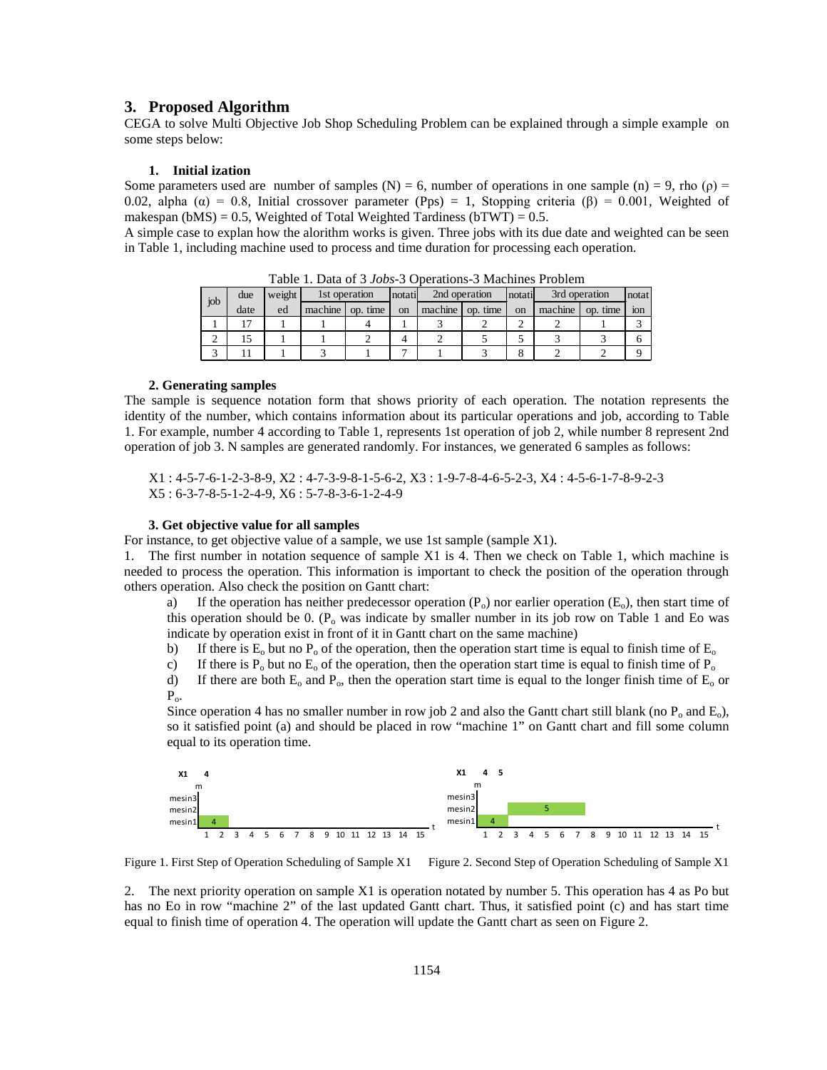## 3. Proposed Algorithm

CEGA to solve Multi Objective Job Shop Scheduling Problem can be explained through a simple example on some steps below:

### 1. Initial ization

Some parameters used are number of samples (N) = 6, number of operations in one sample (n) = 9, rho ($\rho$) = 0.02, alpha ($\alpha$) = 0.8, Initial crossover parameter (Pps) = 1, Stopping criteria ($\beta$) = 0.001, Weighted of makespan (bMS) = 0.5, Weighted of Total Weighted Tardiness (bTWT) = 0.5.

A simple case to explan how the alorithm works is given. Three jobs with its due date and weighted can be seen in Table 1, including machine used to process and time duration for processing each operation.

Table 1. Data of 3 *Jobs*-3 Operations-3 Machines Problem

| job | due date | weighted | 1st operation | | notation | 2nd operation | | notation | 3rd operation | | notation |
|---|---|---|---|---|---|---|---|---|---|---|---|
| | | | machine | op. time | | machine | op. time | | machine | op. time | |
| 1 | 17 | 1 | 1 | 4 | 1 | 3 | 2 | 2 | 2 | 1 | 3 |
| 2 | 15 | 1 | 1 | 2 | 4 | 2 | 5 | 5 | 3 | 3 | 6 |
| 3 | 11 | 1 | 3 | 1 | 7 | 1 | 3 | 8 | 2 | 2 | 9 |

### 2. Generating samples

The sample is sequence notation form that shows priority of each operation. The notation represents the identity of the number, which contains information about its particular operations and job, according to Table 1. For example, number 4 according to Table 1, represents 1st operation of job 2, while number 8 represent 2nd operation of job 3. N samples are generated randomly. For instances, we generated 6 samples as follows:

X1 : 4-5-7-6-1-2-3-8-9, X2 : 4-7-3-9-8-1-5-6-2, X3 : 1-9-7-8-4-6-5-2-3, X4 : 4-5-6-1-7-8-9-2-3
X5 : 6-3-7-8-5-1-2-4-9, X6 : 5-7-8-3-6-1-2-4-9

### 3. Get objective value for all samples

For instance, to get objective value of a sample, we use 1st sample (sample X1).

1. The first number in notation sequence of sample X1 is 4. Then we check on Table 1, which machine is needed to process the operation. This information is important to check the position of the operation through others operation. Also check the position on Gantt chart:

   a) If the operation has neither predecessor operation ($P_o$) nor earlier operation ($E_o$), then start time of this operation should be 0. ($P_o$ was indicate by smaller number in its job row on Table 1 and Eo was indicate by operation exist in front of it in Gantt chart on the same machine)

   b) If there is $E_o$ but no $P_o$ of the operation, then the operation start time is equal to finish time of $E_o$

   c) If there is $P_o$ but no $E_o$ of the operation, then the operation start time is equal to finish time of $P_o$

   d) If there are both $E_o$ and $P_o$, then the operation start time is equal to the longer finish time of $E_o$ or $P_o$.

   Since operation 4 has no smaller number in row job 2 and also the Gantt chart still blank (no $P_o$ and $E_o$), so it satisfied point (a) and should be placed in row "machine 1" on Gantt chart and fill some column equal to its operation time.

Figure 1. First Step of Operation Scheduling of Sample X1

Figure 2. Second Step of Operation Scheduling of Sample X1

2. The next priority operation on sample X1 is operation notated by number 5. This operation has 4 as Po but has no Eo in row "machine 2" of the last updated Gantt chart. Thus, it satisfied point (c) and has start time equal to finish time of operation 4. The operation will update the Gantt chart as seen on Figure 2.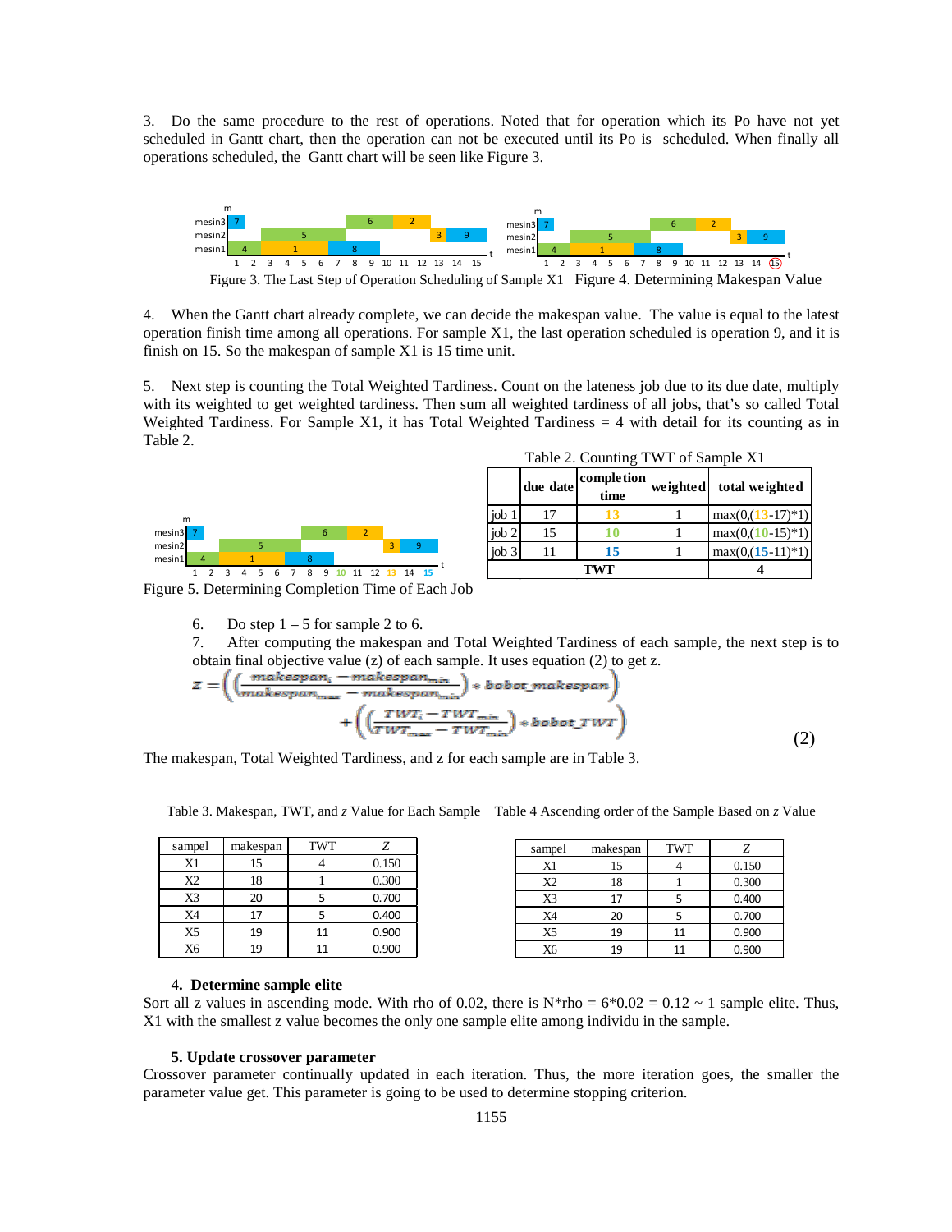3. Do the same procedure to the rest of operations. Noted that for operation which its Po have not yet scheduled in Gantt chart, then the operation can not be executed until its Po is scheduled. When finally all operations scheduled, the Gantt chart will be seen like Figure 3.

Figure 3. The Last Step of Operation Scheduling of Sample X1   Figure 4. Determining Makespan Value

4. When the Gantt chart already complete, we can decide the makespan value. The value is equal to the latest operation finish time among all operations. For sample X1, the last operation scheduled is operation 9, and it is finish on 15. So the makespan of sample X1 is 15 time unit.

5. Next step is counting the Total Weighted Tardiness. Count on the lateness job due to its due date, multiply with its weighted to get weighted tardiness. Then sum all weighted tardiness of all jobs, that's so called Total Weighted Tardiness. For Sample X1, it has Total Weighted Tardiness = 4 with detail for its counting as in Table 2.

Table 2. Counting TWT of Sample X1

| | due date | completion time | weighted | total weighted |
|---|---|---|---|---|
| job 1 | 17 | 13 | 1 | max(0,(13-17)*1) |
| job 2 | 15 | 10 | 1 | max(0,(10-15)*1) |
| job 3 | 11 | 15 | 1 | max(0,(15-11)*1) |
| TWT | | | | 4 |

Figure 5. Determining Completion Time of Each Job

6. Do step 1 – 5 for sample 2 to 6.
7. After computing the makespan and Total Weighted Tardiness of each sample, the next step is to obtain final objective value (z) of each sample. It uses equation (2) to get z.

$$z = \left( \left( \frac{makespan_i - makespan_{min}}{makespan_{max} - makespan_{min}} \right) * bobot\_makespan \right) + \left( \left( \frac{TWT_i - TWT_{min}}{TWT_{max} - TWT_{min}} \right) * bobot\_TWT \right) \quad (2)$$

The makespan, Total Weighted Tardiness, and z for each sample are in Table 3.

Table 3. Makespan, TWT, and *z* Value for Each Sample

| sampel | makespan | TWT | Z |
|---|---|---|---|
| X1 | 15 | 4 | 0.150 |
| X2 | 18 | 1 | 0.300 |
| X3 | 20 | 5 | 0.700 |
| X4 | 17 | 5 | 0.400 |
| X5 | 19 | 11 | 0.900 |
| X6 | 19 | 11 | 0.900 |

Table 4 Ascending order of the Sample Based on *z* Value

| sampel | makespan | TWT | Z |
|---|---|---|---|
| X1 | 15 | 4 | 0.150 |
| X2 | 18 | 1 | 0.300 |
| X3 | 17 | 5 | 0.400 |
| X4 | 20 | 5 | 0.700 |
| X5 | 19 | 11 | 0.900 |
| X6 | 19 | 11 | 0.900 |

**4. Determine sample elite**

Sort all z values in ascending mode. With rho of 0.02, there is N*rho = 6*0.02 = 0.12 ~ 1 sample elite. Thus, X1 with the smallest z value becomes the only one sample elite among individu in the sample.

**5. Update crossover parameter**

Crossover parameter continually updated in each iteration. Thus, the more iteration goes, the smaller the parameter value get. This parameter is going to be used to determine stopping criterion.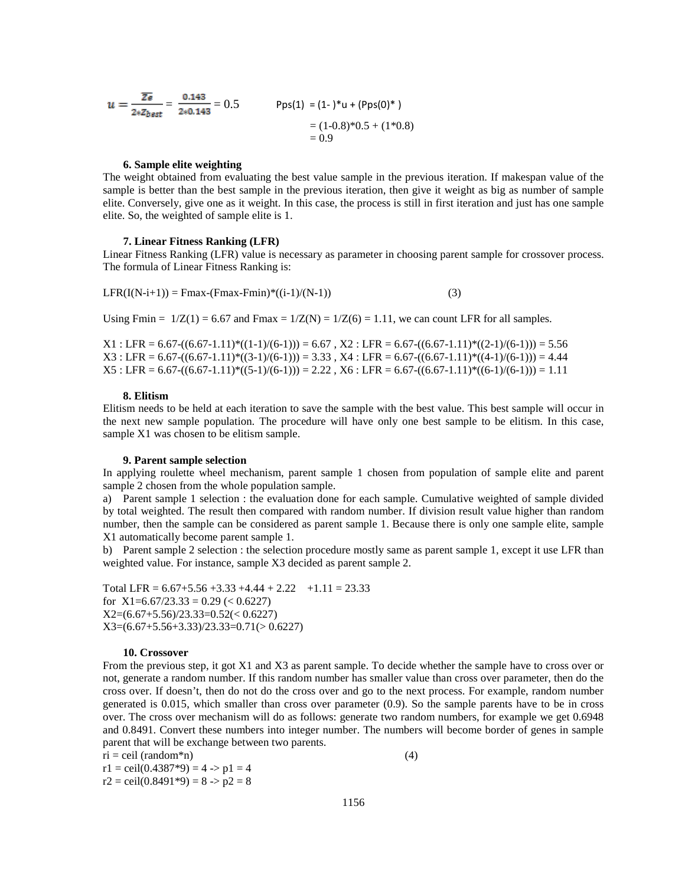$u = \frac{\overline{Z_e}}{2*Z_{best}} = \frac{0.143}{2*0.143} = 0.5$ Pps(1) = (1- )*u + (Pps(0)* )

= (1-0.8)*0.5 + (1*0.8)

= 0.9

**6. Sample elite weighting**

The weight obtained from evaluating the best value sample in the previous iteration. If makespan value of the sample is better than the best sample in the previous iteration, then give it weight as big as number of sample elite. Conversely, give one as it weight. In this case, the process is still in first iteration and just has one sample elite. So, the weighted of sample elite is 1.

**7. Linear Fitness Ranking (LFR)**

Linear Fitness Ranking (LFR) value is necessary as parameter in choosing parent sample for crossover process. The formula of Linear Fitness Ranking is:

LFR(I(N-i+1)) = Fmax-(Fmax-Fmin)*((i-1)/(N-1)) (3)

Using Fmin = 1/Z(1) = 6.67 and Fmax = 1/Z(N) = 1/Z(6) = 1.11, we can count LFR for all samples.

X1 : LFR = 6.67-((6.67-1.11)*((1-1)/(6-1))) = 6.67 , X2 : LFR = 6.67-((6.67-1.11)*((2-1)/(6-1))) = 5.56
X3 : LFR = 6.67-((6.67-1.11)*((3-1)/(6-1))) = 3.33 , X4 : LFR = 6.67-((6.67-1.11)*((4-1)/(6-1))) = 4.44
X5 : LFR = 6.67-((6.67-1.11)*((5-1)/(6-1))) = 2.22 , X6 : LFR = 6.67-((6.67-1.11)*((6-1)/(6-1))) = 1.11

**8. Elitism**

Elitism needs to be held at each iteration to save the sample with the best value. This best sample will occur in the next new sample population. The procedure will have only one best sample to be elitism. In this case, sample X1 was chosen to be elitism sample.

**9. Parent sample selection**

In applying roulette wheel mechanism, parent sample 1 chosen from population of sample elite and parent sample 2 chosen from the whole population sample.

a) Parent sample 1 selection : the evaluation done for each sample. Cumulative weighted of sample divided by total weighted. The result then compared with random number. If division result value higher than random number, then the sample can be considered as parent sample 1. Because there is only one sample elite, sample X1 automatically become parent sample 1.

b) Parent sample 2 selection : the selection procedure mostly same as parent sample 1, except it use LFR than weighted value. For instance, sample X3 decided as parent sample 2.

Total LFR = 6.67+5.56 +3.33 +4.44 + 2.22 +1.11 = 23.33
for X1=6.67/23.33 = 0.29 (< 0.6227)
X2=(6.67+5.56)/23.33=0.52(< 0.6227)
X3=(6.67+5.56+3.33)/23.33=0.71(> 0.6227)

**10. Crossover**

From the previous step, it got X1 and X3 as parent sample. To decide whether the sample have to cross over or not, generate a random number. If this random number has smaller value than cross over parameter, then do the cross over. If doesn't, then do not do the cross over and go to the next process. For example, random number generated is 0.015, which smaller than cross over parameter (0.9). So the sample parents have to be in cross over. The cross over mechanism will do as follows: generate two random numbers, for example we get 0.6948 and 0.8491. Convert these numbers into integer number. The numbers will become border of genes in sample parent that will be exchange between two parents.

ri = ceil (random*n) (4)
r1 = ceil(0.4387*9) = 4 -> p1 = 4
r2 = ceil(0.8491*9) = 8 -> p2 = 8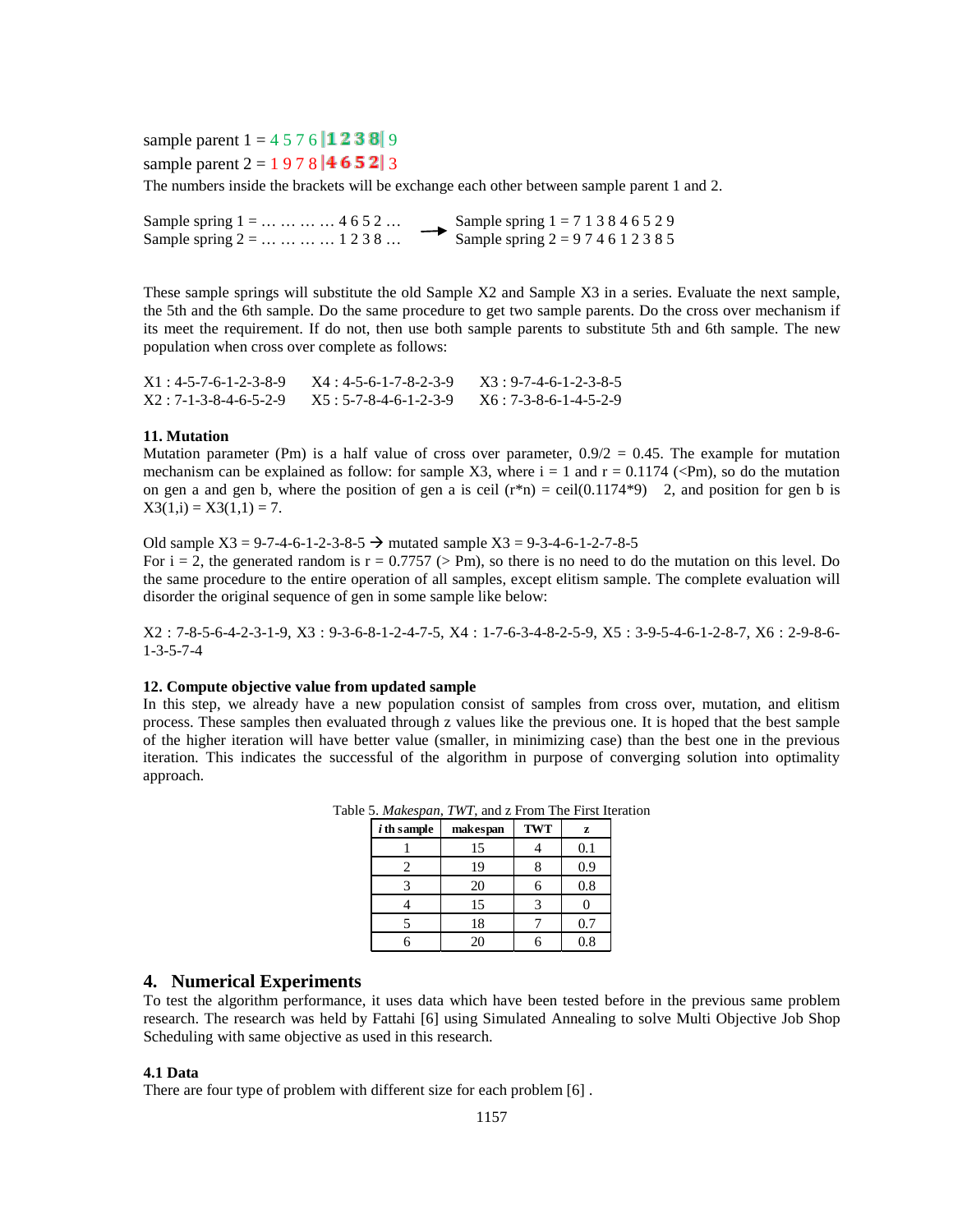sample parent 1 = 4 5 7 6 |**1 2 3 8**| 9

sample parent 2 = 1 9 7 8 |**4 6 5 2**| 3

The numbers inside the brackets will be exchange each other between sample parent 1 and 2.

Sample spring 1 = … … … … 4 6 5 2 … → Sample spring 1 = 7 1 3 8 4 6 5 2 9

Sample spring 2 = … … … … 1 2 3 8 … → Sample spring 2 = 9 7 4 6 1 2 3 8 5

These sample springs will substitute the old Sample X2 and Sample X3 in a series. Evaluate the next sample, the 5th and the 6th sample. Do the same procedure to get two sample parents. Do the cross over mechanism if its meet the requirement. If do not, then use both sample parents to substitute 5th and 6th sample. The new population when cross over complete as follows:

X1 : 4-5-7-6-1-2-3-8-9 X4 : 4-5-6-1-7-8-2-3-9 X3 : 9-7-4-6-1-2-3-8-5

X2 : 7-1-3-8-4-6-5-2-9 X5 : 5-7-8-4-6-1-2-3-9 X6 : 7-3-8-6-1-4-5-2-9

### 11. Mutation

Mutation parameter (Pm) is a half value of cross over parameter, 0.9/2 = 0.45. The example for mutation mechanism can be explained as follow: for sample X3, where i = 1 and r = 0.1174 (<Pm), so do the mutation on gen a and gen b, where the position of gen a is ceil (r*n) = ceil(0.1174*9) 2, and position for gen b is X3(1,i) = X3(1,1) = 7.

Old sample X3 = 9-7-4-6-1-2-3-8-5 → mutated sample X3 = 9-3-4-6-1-2-7-8-5

For i = 2, the generated random is r = 0.7757 (> Pm), so there is no need to do the mutation on this level. Do the same procedure to the entire operation of all samples, except elitism sample. The complete evaluation will disorder the original sequence of gen in some sample like below:

X2 : 7-8-5-6-4-2-3-1-9, X3 : 9-3-6-8-1-2-4-7-5, X4 : 1-7-6-3-4-8-2-5-9, X5 : 3-9-5-4-6-1-2-8-7, X6 : 2-9-8-6-1-3-5-7-4

### 12. Compute objective value from updated sample

In this step, we already have a new population consist of samples from cross over, mutation, and elitism process. These samples then evaluated through z values like the previous one. It is hoped that the best sample of the higher iteration will have better value (smaller, in minimizing case) than the best one in the previous iteration. This indicates the successful of the algorithm in purpose of converging solution into optimality approach.

Table 5. *Makespan*, *TWT*, and z From The First Iteration

| *i* th sample | makespan | TWT | z |
|---|---|---|---|
| 1 | 15 | 4 | 0.1 |
| 2 | 19 | 8 | 0.9 |
| 3 | 20 | 6 | 0.8 |
| 4 | 15 | 3 | 0 |
| 5 | 18 | 7 | 0.7 |
| 6 | 20 | 6 | 0.8 |

## 4. Numerical Experiments

To test the algorithm performance, it uses data which have been tested before in the previous same problem research. The research was held by Fattahi [6] using Simulated Annealing to solve Multi Objective Job Shop Scheduling with same objective as used in this research.

### 4.1 Data

There are four type of problem with different size for each problem [6] .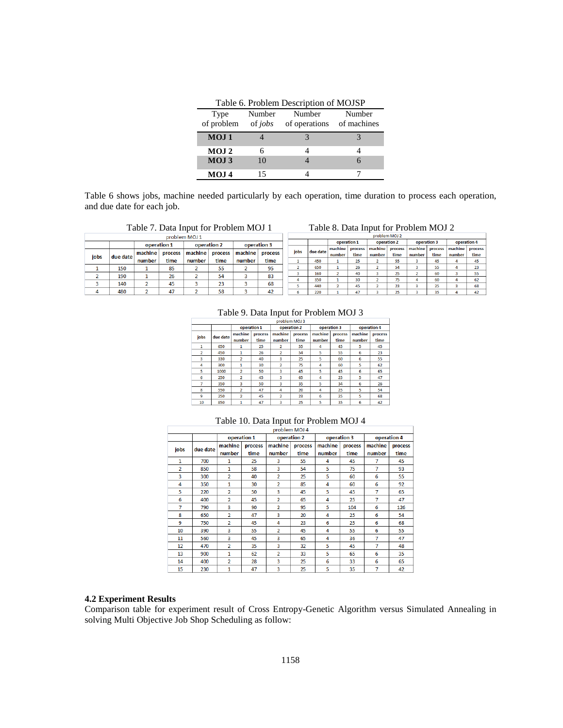Table 6. Problem Description of MOJSP

| Type of problem | Number of *jobs* | Number of operations | Number of machines |
|---|---|---|---|
| **MOJ 1** | 4 | 3 | 3 |
| **MOJ 2** | 6 | 4 | 4 |
| **MOJ 3** | 10 | 4 | 6 |
| **MOJ 4** | 15 | 4 | 7 |

Table 6 shows jobs, machine needed particularly by each operation, time duration to process each operation, and due date for each job.

Table 7. Data Input for Problem MOJ 1

| problem MOJ 1 | | | | | | | |
|---|---|---|---|---|---|---|---|
| | | operation 1 | | operation 2 | | operation 3 | |
| jobs | due date | machine number | process time | machine number | process time | machine number | process time |
| 1 | 150 | 1 | 85 | 2 | 55 | 2 | 95 |
| 2 | 190 | 1 | 26 | 2 | 54 | 3 | 83 |
| 3 | 140 | 2 | 45 | 3 | 23 | 3 | 68 |
| 4 | 480 | 2 | 47 | 2 | 58 | 3 | 42 |

Table 8. Data Input for Problem MOJ 2

| problem MOJ 2 | | | | | | | | | |
|---|---|---|---|---|---|---|---|---|---|
| | | operation 1 | | operation 2 | | operation 3 | | operation 4 | |
| jobs | due date | machine number | process time | machine number | process time | machine number | process time | machine number | process time |
| 1 | 450 | 1 | 25 | 2 | 55 | 3 | 45 | 4 | 45 |
| 2 | 650 | 1 | 26 | 2 | 54 | 3 | 55 | 4 | 23 |
| 3 | 160 | 2 | 40 | 3 | 25 | 2 | 60 | 3 | 55 |
| 4 | 350 | 1 | 30 | 2 | 75 | 4 | 60 | 4 | 62 |
| 5 | 440 | 2 | 45 | 2 | 23 | 3 | 25 | 3 | 68 |
| 6 | 220 | 1 | 47 | 3 | 25 | 3 | 35 | 4 | 42 |

Table 9. Data Input for Problem MOJ 3

| problem MOJ 3 | | | | | | | | | |
|---|---|---|---|---|---|---|---|---|---|
| | | operation 1 | | operation 2 | | operation 3 | | operation 4 | |
| jobs | due date | machine number | process time | machine number | process time | machine number | process time | machine number | process time |
| 1 | 650 | 1 | 25 | 2 | 55 | 4 | 45 | 5 | 45 |
| 2 | 450 | 1 | 26 | 2 | 54 | 5 | 55 | 6 | 23 |
| 3 | 330 | 2 | 40 | 3 | 25 | 5 | 60 | 6 | 55 |
| 4 | 300 | 1 | 30 | 2 | 75 | 4 | 60 | 5 | 62 |
| 5 | 1000 | 2 | 50 | 3 | 45 | 5 | 45 | 6 | 65 |
| 6 | 250 | 2 | 45 | 3 | 65 | 4 | 25 | 5 | 47 |
| 7 | 350 | 3 | 50 | 3 | 35 | 5 | 34 | 6 | 26 |
| 8 | 550 | 2 | 47 | 4 | 20 | 4 | 25 | 5 | 54 |
| 9 | 250 | 2 | 45 | 2 | 23 | 6 | 25 | 5 | 68 |
| 10 | 850 | 1 | 47 | 3 | 25 | 5 | 35 | 6 | 42 |

Table 10. Data Input for Problem MOJ 4

| problem MOJ 4 | | | | | | | | | |
|---|---|---|---|---|---|---|---|---|---|
| | | operation 1 | | operation 2 | | operation 3 | | operation 4 | |
| jobs | due date | machine number | process time | machine number | process time | machine number | process time | machine number | process time |
| 1 | 700 | 1 | 25 | 3 | 55 | 4 | 45 | 7 | 45 |
| 2 | 850 | 1 | 58 | 3 | 54 | 5 | 75 | 7 | 93 |
| 3 | 300 | 2 | 40 | 2 | 25 | 5 | 60 | 6 | 55 |
| 4 | 350 | 1 | 30 | 2 | 85 | 4 | 60 | 6 | 92 |
| 5 | 220 | 2 | 50 | 3 | 45 | 5 | 45 | 7 | 65 |
| 6 | 400 | 2 | 45 | 2 | 65 | 4 | 25 | 7 | 47 |
| 7 | 790 | 3 | 90 | 2 | 95 | 5 | 104 | 6 | 126 |
| 8 | 650 | 2 | 47 | 3 | 20 | 4 | 25 | 6 | 54 |
| 9 | 750 | 2 | 45 | 4 | 23 | 6 | 25 | 6 | 68 |
| 10 | 390 | 3 | 55 | 2 | 45 | 4 | 55 | 6 | 55 |
| 11 | 560 | 3 | 45 | 3 | 65 | 4 | 36 | 7 | 47 |
| 12 | 470 | 2 | 35 | 3 | 32 | 5 | 45 | 7 | 48 |
| 13 | 900 | 1 | 62 | 2 | 33 | 5 | 65 | 6 | 35 |
| 14 | 400 | 2 | 28 | 3 | 25 | 6 | 33 | 6 | 65 |
| 15 | 230 | 1 | 47 | 3 | 25 | 5 | 35 | 7 | 42 |

### 4.2 Experiment Results

Comparison table for experiment result of Cross Entropy-Genetic Algorithm versus Simulated Annealing in solving Multi Objective Job Shop Scheduling as follow: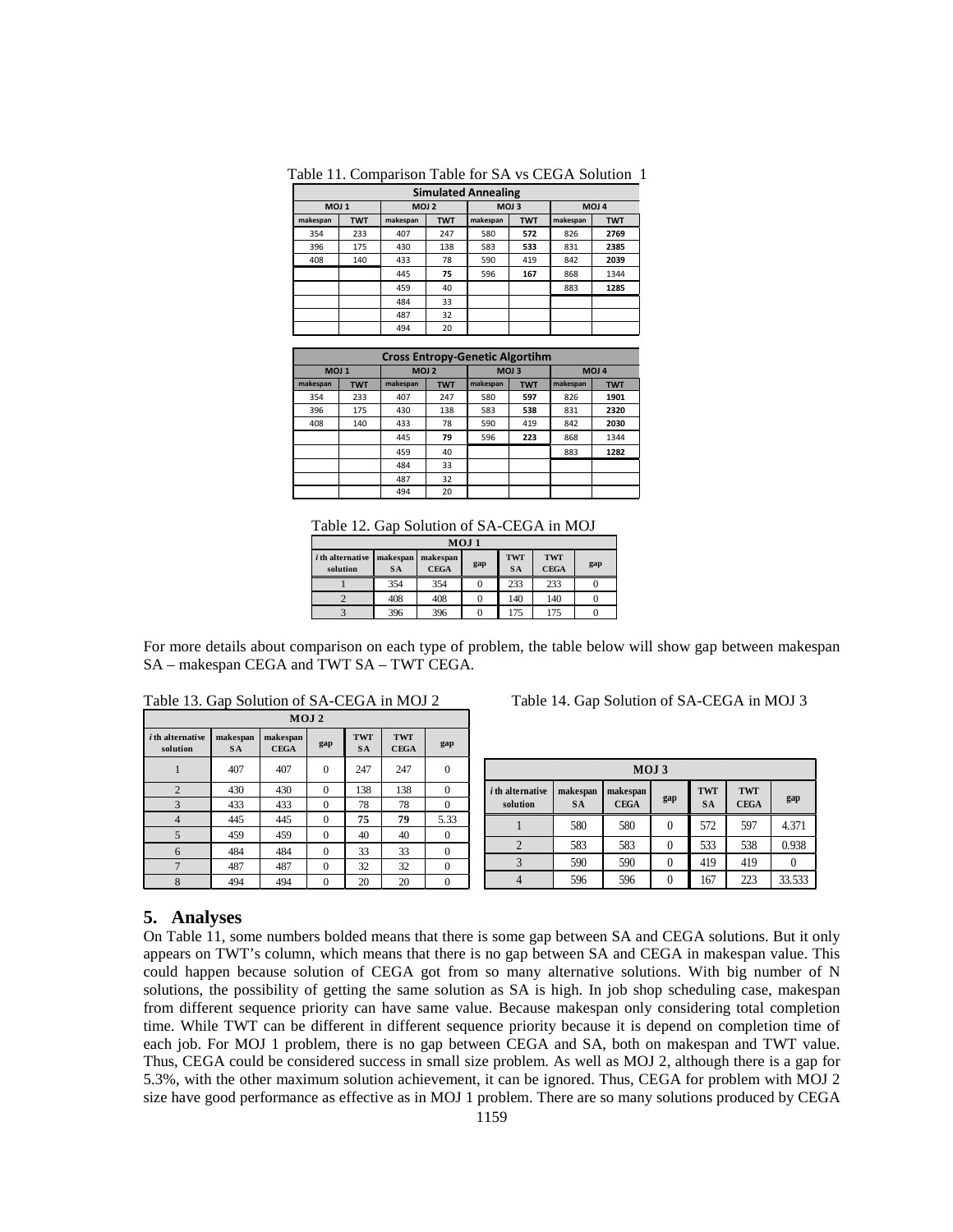Table 11. Comparison Table for SA vs CEGA Solution 1

| Simulated Annealing | | | | | | | |
|---|---|---|---|---|---|---|---|
| MOJ 1 | | MOJ 2 | | MOJ 3 | | MOJ 4 | |
| makespan | TWT | makespan | TWT | makespan | TWT | makespan | TWT |
| 354 | 233 | 407 | 247 | 580 | **572** | 826 | **2769** |
| 396 | 175 | 430 | 138 | 583 | **533** | 831 | **2385** |
| 408 | 140 | 433 | 78 | 590 | 419 | 842 | **2039** |
| | | 445 | **75** | 596 | **167** | 868 | 1344 |
| | | 459 | 40 | | | 883 | **1285** |
| | | 484 | 33 | | | | |
| | | 487 | 32 | | | | |
| | | 494 | 20 | | | | |

| Cross Entropy-Genetic Algortihm | | | | | | | |
|---|---|---|---|---|---|---|---|
| MOJ 1 | | MOJ 2 | | MOJ 3 | | MOJ 4 | |
| makespan | TWT | makespan | TWT | makespan | TWT | makespan | TWT |
| 354 | 233 | 407 | 247 | 580 | **597** | 826 | **1901** |
| 396 | 175 | 430 | 138 | 583 | **538** | 831 | **2320** |
| 408 | 140 | 433 | 78 | 590 | 419 | 842 | **2030** |
| | | 445 | **79** | 596 | **223** | 868 | 1344 |
| | | 459 | 40 | | | 883 | **1282** |
| | | 484 | 33 | | | | |
| | | 487 | 32 | | | | |
| | | 494 | 20 | | | | |

Table 12. Gap Solution of SA-CEGA in MOJ

| MOJ 1 | | | | | | |
|---|---|---|---|---|---|---|
| *i* th alternative solution | makespan SA | makespan CEGA | gap | TWT SA | TWT CEGA | gap |
| 1 | 354 | 354 | 0 | 233 | 233 | 0 |
| 2 | 408 | 408 | 0 | 140 | 140 | 0 |
| 3 | 396 | 396 | 0 | 175 | 175 | 0 |

For more details about comparison on each type of problem, the table below will show gap between makespan SA – makespan CEGA and TWT SA – TWT CEGA.

Table 13. Gap Solution of SA-CEGA in MOJ 2

| MOJ 2 | | | | | | |
|---|---|---|---|---|---|---|
| *i* th alternative solution | makespan SA | makespan CEGA | gap | TWT SA | TWT CEGA | gap |
| 1 | 407 | 407 | 0 | 247 | 247 | 0 |
| 2 | 430 | 430 | 0 | 138 | 138 | 0 |
| 3 | 433 | 433 | 0 | 78 | 78 | 0 |
| 4 | 445 | 445 | 0 | **75** | **79** | 5.33 |
| 5 | 459 | 459 | 0 | 40 | 40 | 0 |
| 6 | 484 | 484 | 0 | 33 | 33 | 0 |
| 7 | 487 | 487 | 0 | 32 | 32 | 0 |
| 8 | 494 | 494 | 0 | 20 | 20 | 0 |

Table 14. Gap Solution of SA-CEGA in MOJ 3

| MOJ 3 | | | | | | |
|---|---|---|---|---|---|---|
| *i* th alternative solution | makespan SA | makespan CEGA | gap | TWT SA | TWT CEGA | gap |
| 1 | 580 | 580 | 0 | 572 | 597 | 4.371 |
| 2 | 583 | 583 | 0 | 533 | 538 | 0.938 |
| 3 | 590 | 590 | 0 | 419 | 419 | 0 |
| 4 | 596 | 596 | 0 | 167 | 223 | 33.533 |

## 5. Analyses

On Table 11, some numbers bolded means that there is some gap between SA and CEGA solutions. But it only appears on TWT's column, which means that there is no gap between SA and CEGA in makespan value. This could happen because solution of CEGA got from so many alternative solutions. With big number of N solutions, the possibility of getting the same solution as SA is high. In job shop scheduling case, makespan from different sequence priority can have same value. Because makespan only considering total completion time. While TWT can be different in different sequence priority because it is depend on completion time of each job. For MOJ 1 problem, there is no gap between CEGA and SA, both on makespan and TWT value. Thus, CEGA could be considered success in small size problem. As well as MOJ 2, although there is a gap for 5.3%, with the other maximum solution achievement, it can be ignored. Thus, CEGA for problem with MOJ 2 size have good performance as effective as in MOJ 1 problem. There are so many solutions produced by CEGA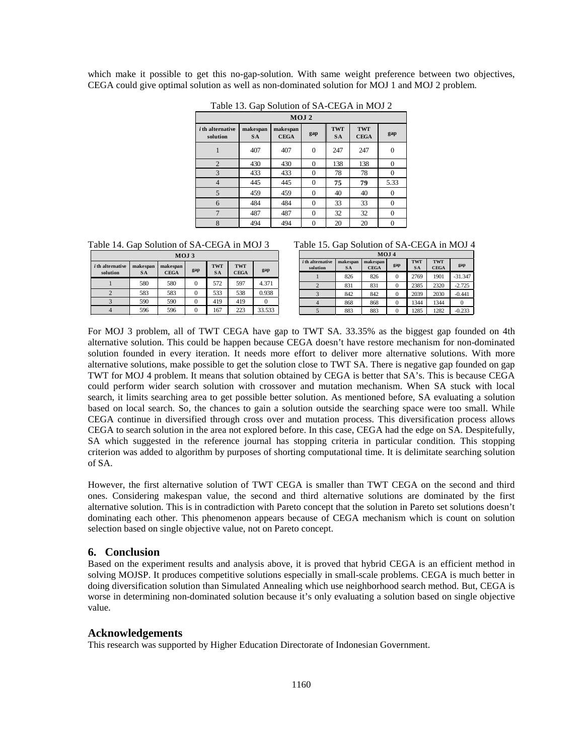which make it possible to get this no-gap-solution. With same weight preference between two objectives, CEGA could give optimal solution as well as non-dominated solution for MOJ 1 and MOJ 2 problem.

Table 13. Gap Solution of SA-CEGA in MOJ 2

| MOJ 2 | | | | | | |
|---|---|---|---|---|---|---|
| *i* th alternative solution | makespan SA | makespan CEGA | gap | TWT SA | TWT CEGA | gap |
| 1 | 407 | 407 | 0 | 247 | 247 | 0 |
| 2 | 430 | 430 | 0 | 138 | 138 | 0 |
| 3 | 433 | 433 | 0 | 78 | 78 | 0 |
| 4 | 445 | 445 | 0 | **75** | **79** | 5.33 |
| 5 | 459 | 459 | 0 | 40 | 40 | 0 |
| 6 | 484 | 484 | 0 | 33 | 33 | 0 |
| 7 | 487 | 487 | 0 | 32 | 32 | 0 |
| 8 | 494 | 494 | 0 | 20 | 20 | 0 |

Table 14. Gap Solution of SA-CEGA in MOJ 3

| MOJ 3 | | | | | | |
|---|---|---|---|---|---|---|
| *i* th alternative solution | makespan SA | makespan CEGA | gap | TWT SA | TWT CEGA | gap |
| 1 | 580 | 580 | 0 | 572 | 597 | 4.371 |
| 2 | 583 | 583 | 0 | 533 | 538 | 0.938 |
| 3 | 590 | 590 | 0 | 419 | 419 | 0 |
| 4 | 596 | 596 | 0 | 167 | 223 | 33.533 |

Table 15. Gap Solution of SA-CEGA in MOJ 4

| MOJ 4 | | | | | | |
|---|---|---|---|---|---|---|
| *i* th alternative solution | makespan SA | makespan CEGA | gap | TWT SA | TWT CEGA | gap |
| 1 | 826 | 826 | 0 | 2769 | 1901 | -31.347 |
| 2 | 831 | 831 | 0 | 2385 | 2320 | -2.725 |
| 3 | 842 | 842 | 0 | 2039 | 2030 | -0.441 |
| 4 | 868 | 868 | 0 | 1344 | 1344 | 0 |
| 5 | 883 | 883 | 0 | 1285 | 1282 | -0.233 |

For MOJ 3 problem, all of TWT CEGA have gap to TWT SA. 33.35% as the biggest gap founded on 4th alternative solution. This could be happen because CEGA doesn't have restore mechanism for non-dominated solution founded in every iteration. It needs more effort to deliver more alternative solutions. With more alternative solutions, make possible to get the solution close to TWT SA. There is negative gap founded on gap TWT for MOJ 4 problem. It means that solution obtained by CEGA is better that SA's. This is because CEGA could perform wider search solution with crossover and mutation mechanism. When SA stuck with local search, it limits searching area to get possible better solution. As mentioned before, SA evaluating a solution based on local search. So, the chances to gain a solution outside the searching space were too small. While CEGA continue in diversified through cross over and mutation process. This diversification process allows CEGA to search solution in the area not explored before. In this case, CEGA had the edge on SA. Despitefully, SA which suggested in the reference journal has stopping criteria in particular condition. This stopping criterion was added to algorithm by purposes of shorting computational time. It is delimitate searching solution of SA.

However, the first alternative solution of TWT CEGA is smaller than TWT CEGA on the second and third ones. Considering makespan value, the second and third alternative solutions are dominated by the first alternative solution. This is in contradiction with Pareto concept that the solution in Pareto set solutions doesn't dominating each other. This phenomenon appears because of CEGA mechanism which is count on solution selection based on single objective value, not on Pareto concept.

## 6. Conclusion

Based on the experiment results and analysis above, it is proved that hybrid CEGA is an efficient method in solving MOJSP. It produces competitive solutions especially in small-scale problems. CEGA is much better in doing diversification solution than Simulated Annealing which use neighborhood search method. But, CEGA is worse in determining non-dominated solution because it's only evaluating a solution based on single objective value.

## Acknowledgements

This research was supported by Higher Education Directorate of Indonesian Government.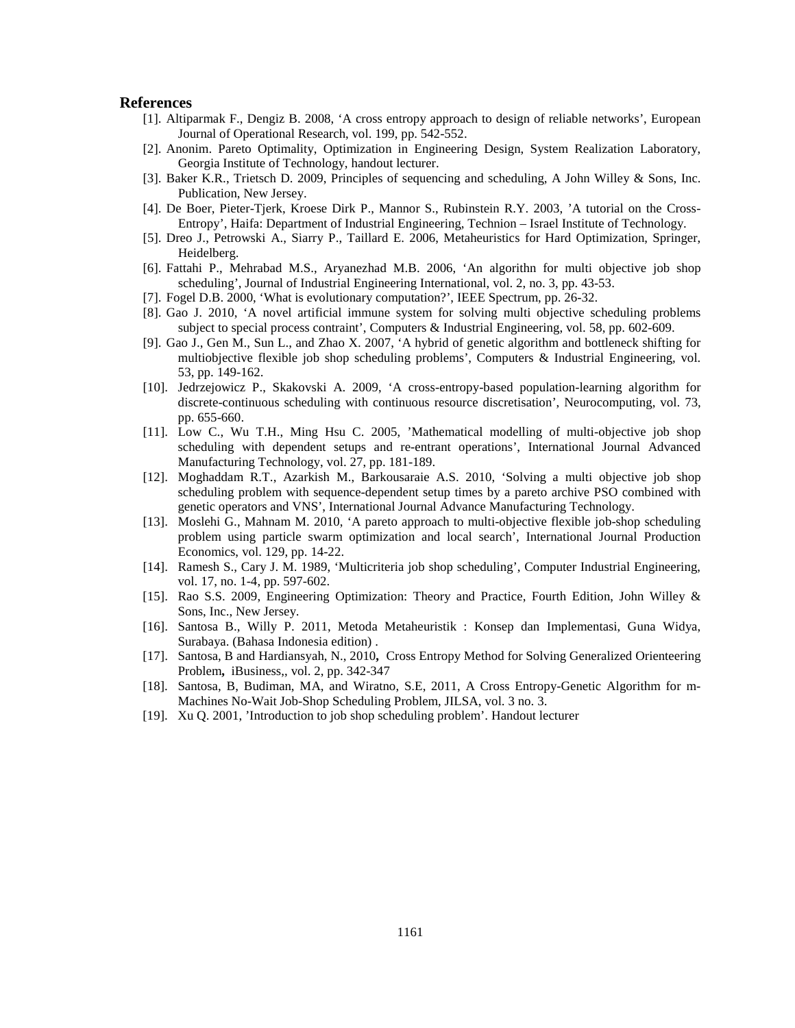## References

[1]. Altiparmak F., Dengiz B. 2008, 'A cross entropy approach to design of reliable networks', European Journal of Operational Research, vol. 199, pp. 542-552.

[2]. Anonim. Pareto Optimality, Optimization in Engineering Design, System Realization Laboratory, Georgia Institute of Technology, handout lecturer.

[3]. Baker K.R., Trietsch D. 2009, Principles of sequencing and scheduling, A John Willey & Sons, Inc. Publication, New Jersey.

[4]. De Boer, Pieter-Tjerk, Kroese Dirk P., Mannor S., Rubinstein R.Y. 2003, 'A tutorial on the Cross-Entropy', Haifa: Department of Industrial Engineering, Technion – Israel Institute of Technology.

[5]. Dreo J., Petrowski A., Siarry P., Taillard E. 2006, Metaheuristics for Hard Optimization, Springer, Heidelberg.

[6]. Fattahi P., Mehrabad M.S., Aryanezhad M.B. 2006, 'An algorithn for multi objective job shop scheduling', Journal of Industrial Engineering International, vol. 2, no. 3, pp. 43-53.

[7]. Fogel D.B. 2000, 'What is evolutionary computation?', IEEE Spectrum, pp. 26-32.

[8]. Gao J. 2010, 'A novel artificial immune system for solving multi objective scheduling problems subject to special process contraint', Computers & Industrial Engineering, vol. 58, pp. 602-609.

[9]. Gao J., Gen M., Sun L., and Zhao X. 2007, 'A hybrid of genetic algorithm and bottleneck shifting for multiobjective flexible job shop scheduling problems', Computers & Industrial Engineering, vol. 53, pp. 149-162.

[10]. Jedrzejowicz P., Skakovski A. 2009, 'A cross-entropy-based population-learning algorithm for discrete-continuous scheduling with continuous resource discretisation', Neurocomputing, vol. 73, pp. 655-660.

[11]. Low C., Wu T.H., Ming Hsu C. 2005, 'Mathematical modelling of multi-objective job shop scheduling with dependent setups and re-entrant operations', International Journal Advanced Manufacturing Technology, vol. 27, pp. 181-189.

[12]. Moghaddam R.T., Azarkish M., Barkousaraie A.S. 2010, 'Solving a multi objective job shop scheduling problem with sequence-dependent setup times by a pareto archive PSO combined with genetic operators and VNS', International Journal Advance Manufacturing Technology.

[13]. Moslehi G., Mahnam M. 2010, 'A pareto approach to multi-objective flexible job-shop scheduling problem using particle swarm optimization and local search', International Journal Production Economics, vol. 129, pp. 14-22.

[14]. Ramesh S., Cary J. M. 1989, 'Multicriteria job shop scheduling', Computer Industrial Engineering, vol. 17, no. 1-4, pp. 597-602.

[15]. Rao S.S. 2009, Engineering Optimization: Theory and Practice, Fourth Edition, John Willey & Sons, Inc., New Jersey.

[16]. Santosa B., Willy P. 2011, Metoda Metaheuristik : Konsep dan Implementasi, Guna Widya, Surabaya. (Bahasa Indonesia edition) .

[17]. Santosa, B and Hardiansyah, N., 2010**,** Cross Entropy Method for Solving Generalized Orienteering Problem**,** iBusiness,, vol. 2, pp. 342-347

[18]. Santosa, B, Budiman, MA, and Wiratno, S.E, 2011, A Cross Entropy-Genetic Algorithm for m-Machines No-Wait Job-Shop Scheduling Problem, JILSA, vol. 3 no. 3.

[19]. Xu Q. 2001, 'Introduction to job shop scheduling problem'. Handout lecturer